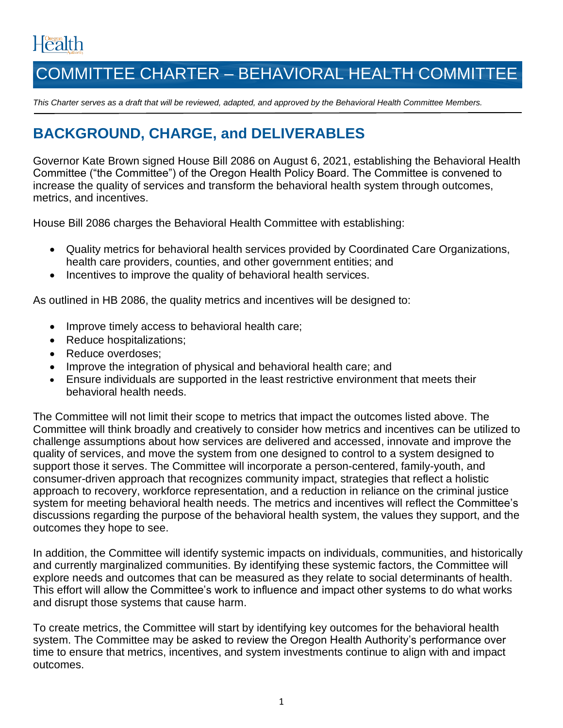# COMMITTEE CHARTER – BEHAVIORAL HEALTH COMMITTEE

*This Charter serves as a draft that will be reviewed, adapted, and approved by the Behavioral Health Committee Members.*

## BACKGROUND, CHARGE, and DELIVERABLES

Governor Kate Brown signed House Bill 2086 on August 6, 2021, establishing the Behavioral Health Committee ("the Committee") of the Oregon Health Policy Board. The Committee is convened to increase the quality of services and transform the behavioral health system through outcomes, metrics, and incentives.

House Bill 2086 charges the Behavioral Health Committee with establishing:

- Quality metrics for behavioral health services provided by Coordinated Care Organizations, health care providers, counties, and other government entities; and
- Incentives to improve the quality of behavioral health services.

As outlined in HB 2086, the quality metrics and incentives will be designed to:

- Improve timely access to behavioral health care;
- Reduce hospitalizations;
- Reduce overdoses;
- Improve the integration of physical and behavioral health care; and
- Ensure individuals are supported in the least restrictive environment that meets their behavioral health needs.

The Committee will not limit their scope to metrics that impact the outcomes listed above. The Committee will think broadly and creatively to consider how metrics and incentives can be utilized to challenge assumptions about how services are delivered and accessed, innovate and improve the quality of services, and move the system from one designed to control to a system designed to support those it serves. The Committee will incorporate a person-centered, family-youth, and consumer-driven approach that recognizes community impact, strategies that reflect a holistic approach to recovery, workforce representation, and a reduction in reliance on the criminal justice system for meeting behavioral health needs. The metrics and incentives will reflect the Committee's discussions regarding the purpose of the behavioral health system, the values they support, and the outcomes they hope to see.

In addition, the Committee will identify systemic impacts on individuals, communities, and historically and currently marginalized communities. By identifying these systemic factors, the Committee will explore needs and outcomes that can be measured as they relate to social determinants of health. This effort will allow the Committee's work to influence and impact other systems to do what works and disrupt those systems that cause harm.

To create metrics, the Committee will start by identifying key outcomes for the behavioral health system. The Committee may be asked to review the Oregon Health Authority's performance over time to ensure that metrics, incentives, and system investments continue to align with and impact outcomes.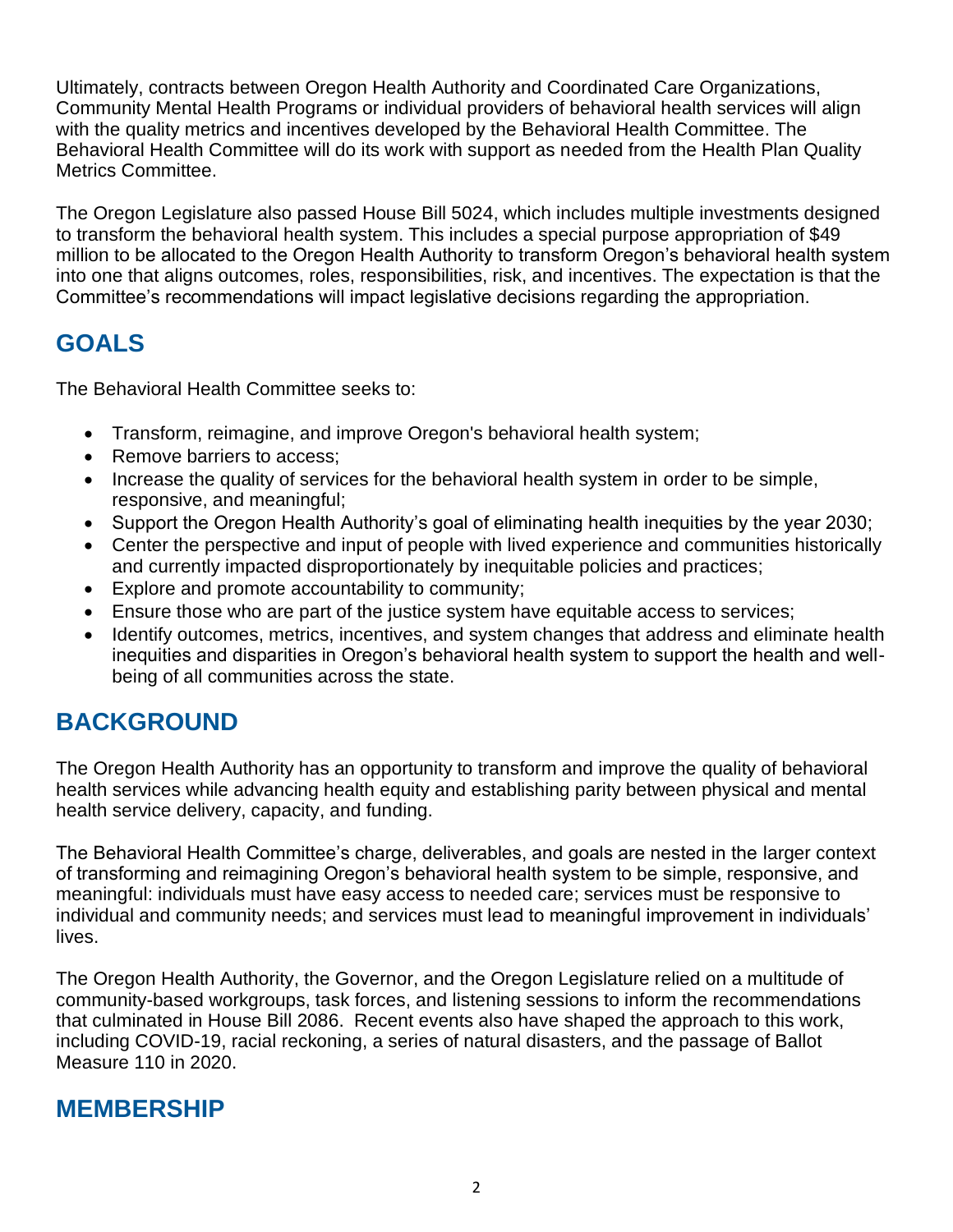Ultimately, contracts between Oregon Health Authority and Coordinated Care Organizations, Community Mental Health Programs or individual providers of behavioral health services will align with the quality metrics and incentives developed by the Behavioral Health Committee. The Behavioral Health Committee will do its work with support as needed from the Health Plan Quality Metrics Committee.

The Oregon Legislature also passed House Bill 5024, which includes multiple investments designed to transform the behavioral health system. This includes a special purpose appropriation of $49 million to be allocated to the Oregon Health Authority to transform Oregon's behavioral health system into one that aligns outcomes, roles, responsibilities, risk, and incentives. The expectation is that the Committee's recommendations will impact legislative decisions regarding the appropriation.

## GOALS

The Behavioral Health Committee seeks to:

- Transform, reimagine, and improve Oregon's behavioral health system;
- Remove barriers to access;
- Increase the quality of services for the behavioral health system in order to be simple, responsive, and meaningful;
- Support the Oregon Health Authority's goal of eliminating health inequities by the year 2030;
- Center the perspective and input of people with lived experience and communities historically and currently impacted disproportionately by inequitable policies and practices;
- Explore and promote accountability to community;
- Ensure those who are part of the justice system have equitable access to services;
- Identify outcomes, metrics, incentives, and system changes that address and eliminate health inequities and disparities in Oregon's behavioral health system to support the health and well-being of all communities across the state.

## BACKGROUND

The Oregon Health Authority has an opportunity to transform and improve the quality of behavioral health services while advancing health equity and establishing parity between physical and mental health service delivery, capacity, and funding.

The Behavioral Health Committee's charge, deliverables, and goals are nested in the larger context of transforming and reimagining Oregon's behavioral health system to be simple, responsive, and meaningful: individuals must have easy access to needed care; services must be responsive to individual and community needs; and services must lead to meaningful improvement in individuals' lives.

The Oregon Health Authority, the Governor, and the Oregon Legislature relied on a multitude of community-based workgroups, task forces, and listening sessions to inform the recommendations that culminated in House Bill 2086. Recent events also have shaped the approach to this work, including COVID-19, racial reckoning, a series of natural disasters, and the passage of Ballot Measure 110 in 2020.

## MEMBERSHIP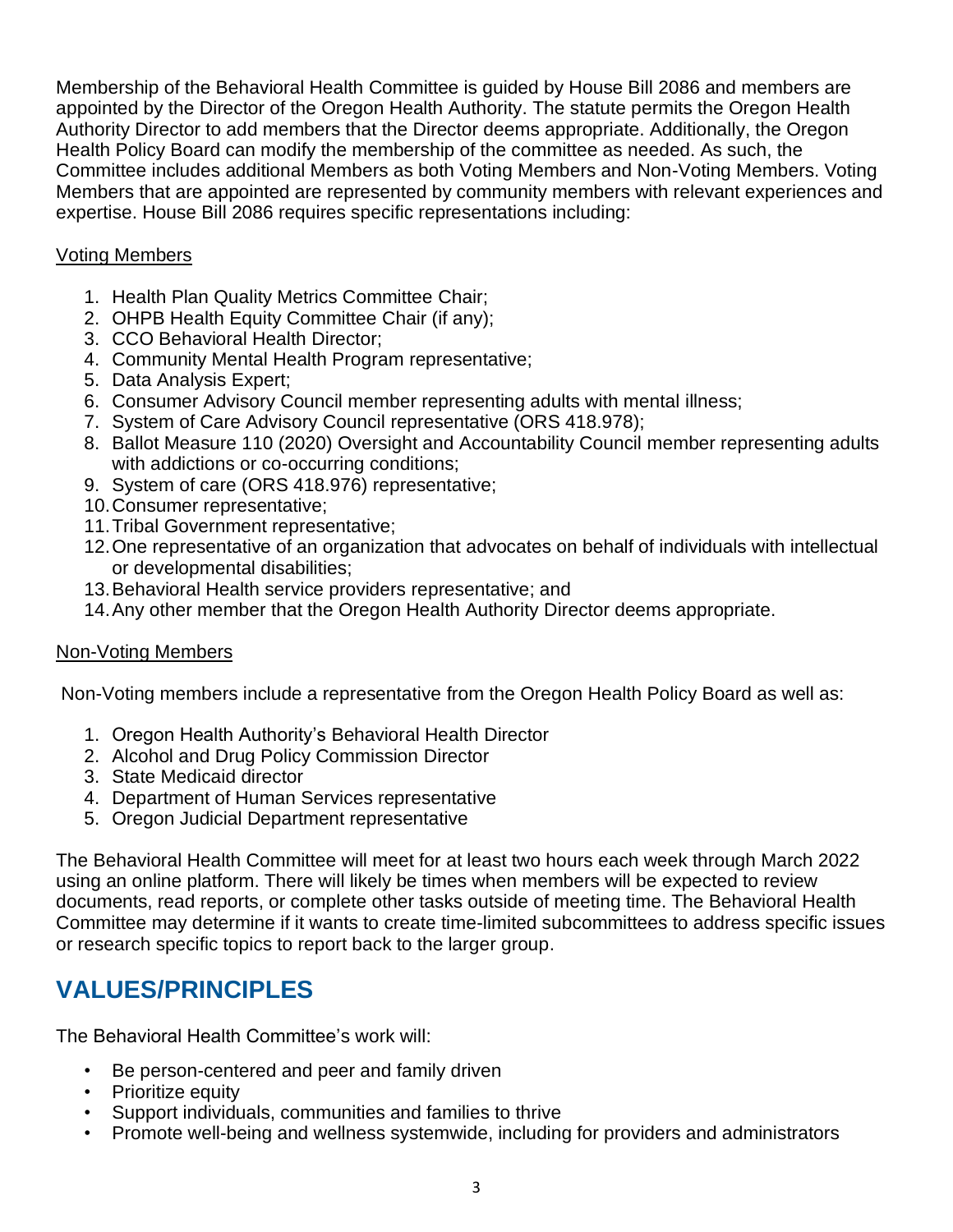Membership of the Behavioral Health Committee is guided by House Bill 2086 and members are appointed by the Director of the Oregon Health Authority. The statute permits the Oregon Health Authority Director to add members that the Director deems appropriate. Additionally, the Oregon Health Policy Board can modify the membership of the committee as needed. As such, the Committee includes additional Members as both Voting Members and Non-Voting Members. Voting Members that are appointed are represented by community members with relevant experiences and expertise. House Bill 2086 requires specific representations including:

<u>Voting Members</u>

1. Health Plan Quality Metrics Committee Chair;
2. OHPB Health Equity Committee Chair (if any);
3. CCO Behavioral Health Director;
4. Community Mental Health Program representative;
5. Data Analysis Expert;
6. Consumer Advisory Council member representing adults with mental illness;
7. System of Care Advisory Council representative (ORS 418.978);
8. Ballot Measure 110 (2020) Oversight and Accountability Council member representing adults with addictions or co-occurring conditions;
9. System of care (ORS 418.976) representative;
10. Consumer representative;
11. Tribal Government representative;
12. One representative of an organization that advocates on behalf of individuals with intellectual or developmental disabilities;
13. Behavioral Health service providers representative; and
14. Any other member that the Oregon Health Authority Director deems appropriate.

<u>Non-Voting Members</u>

Non-Voting members include a representative from the Oregon Health Policy Board as well as:

1. Oregon Health Authority's Behavioral Health Director
2. Alcohol and Drug Policy Commission Director
3. State Medicaid director
4. Department of Human Services representative
5. Oregon Judicial Department representative

The Behavioral Health Committee will meet for at least two hours each week through March 2022 using an online platform. There will likely be times when members will be expected to review documents, read reports, or complete other tasks outside of meeting time. The Behavioral Health Committee may determine if it wants to create time-limited subcommittees to address specific issues or research specific topics to report back to the larger group.

## VALUES/PRINCIPLES

The Behavioral Health Committee's work will:

- Be person-centered and peer and family driven
- Prioritize equity
- Support individuals, communities and families to thrive
- Promote well-being and wellness systemwide, including for providers and administrators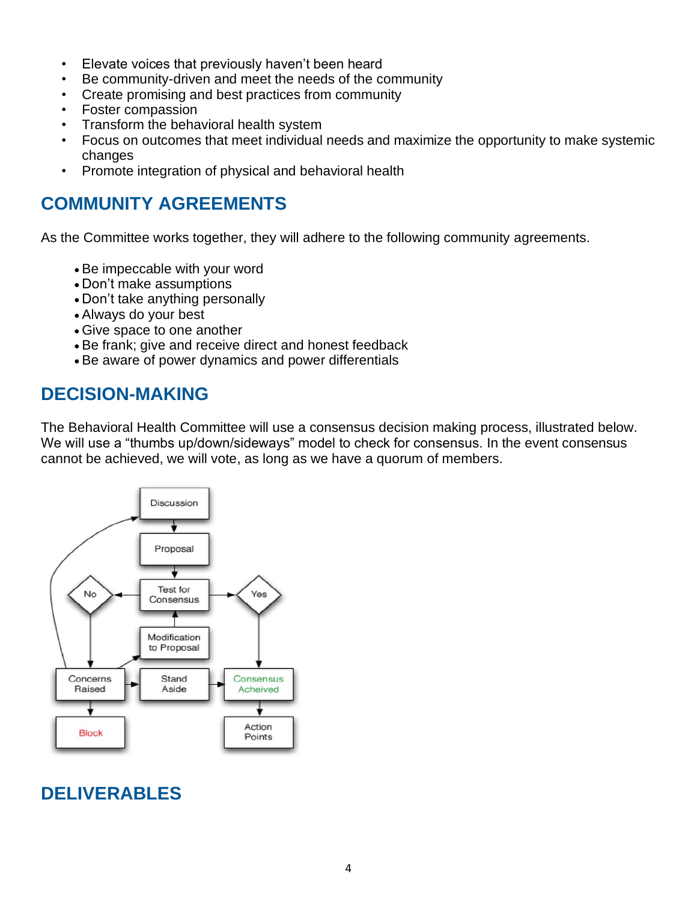- Elevate voices that previously haven't been heard
- Be community-driven and meet the needs of the community
- Create promising and best practices from community
- Foster compassion
- Transform the behavioral health system
- Focus on outcomes that meet individual needs and maximize the opportunity to make systemic changes
- Promote integration of physical and behavioral health

## COMMUNITY AGREEMENTS

As the Committee works together, they will adhere to the following community agreements.

- Be impeccable with your word
- Don't make assumptions
- Don't take anything personally
- Always do your best
- Give space to one another
- Be frank; give and receive direct and honest feedback
- Be aware of power dynamics and power differentials

## DECISION-MAKING

The Behavioral Health Committee will use a consensus decision making process, illustrated below. We will use a "thumbs up/down/sideways" model to check for consensus. In the event consensus cannot be achieved, we will vote, as long as we have a quorum of members.

Discussion → Proposal → Test for Consensus → No / Yes

No → Concerns Raised → Block / Stand Aside / Modification to Proposal / Discussion

Yes → Consensus Acheived → Action Points

## DELIVERABLES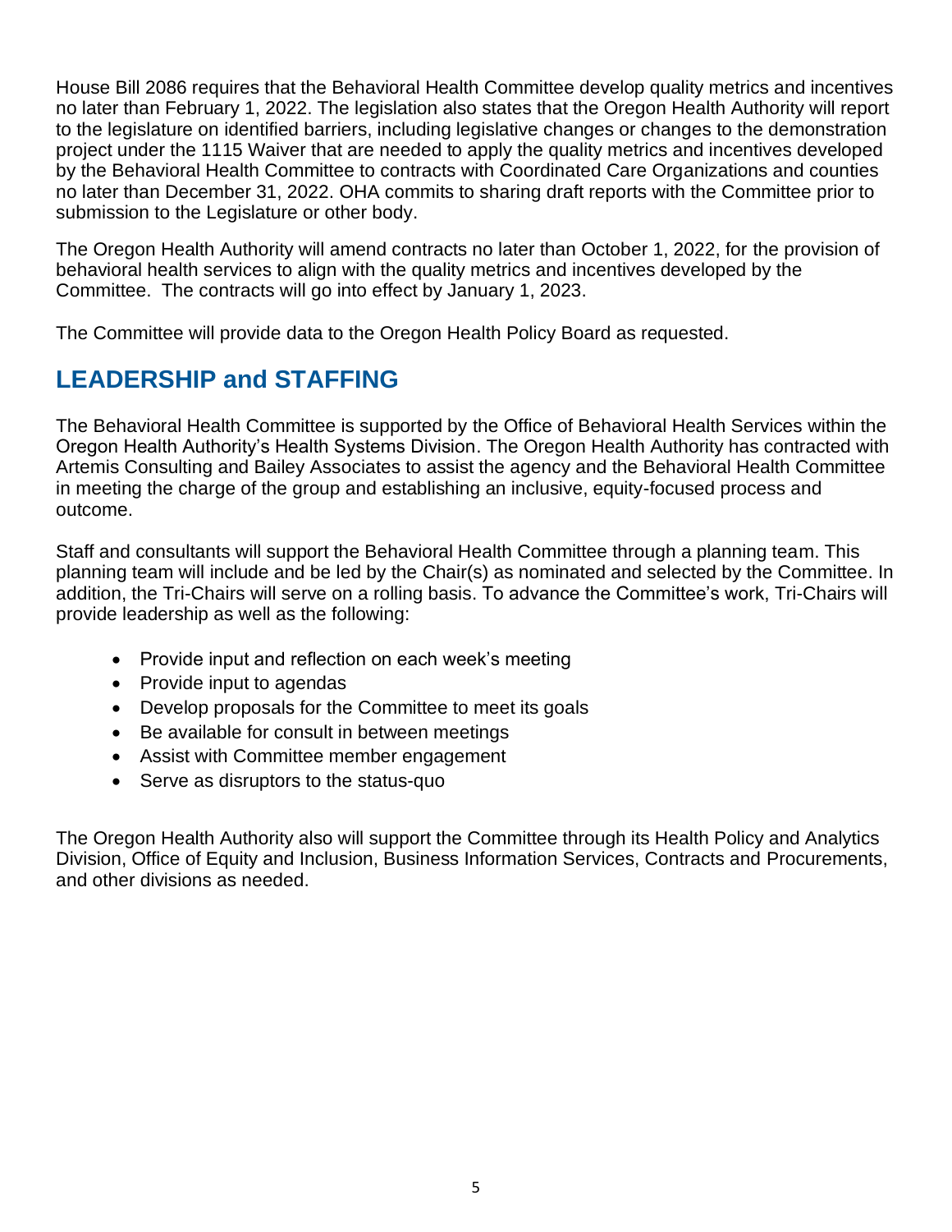House Bill 2086 requires that the Behavioral Health Committee develop quality metrics and incentives no later than February 1, 2022. The legislation also states that the Oregon Health Authority will report to the legislature on identified barriers, including legislative changes or changes to the demonstration project under the 1115 Waiver that are needed to apply the quality metrics and incentives developed by the Behavioral Health Committee to contracts with Coordinated Care Organizations and counties no later than December 31, 2022. OHA commits to sharing draft reports with the Committee prior to submission to the Legislature or other body.

The Oregon Health Authority will amend contracts no later than October 1, 2022, for the provision of behavioral health services to align with the quality metrics and incentives developed by the Committee. The contracts will go into effect by January 1, 2023.

The Committee will provide data to the Oregon Health Policy Board as requested.

## LEADERSHIP and STAFFING

The Behavioral Health Committee is supported by the Office of Behavioral Health Services within the Oregon Health Authority's Health Systems Division. The Oregon Health Authority has contracted with Artemis Consulting and Bailey Associates to assist the agency and the Behavioral Health Committee in meeting the charge of the group and establishing an inclusive, equity-focused process and outcome.

Staff and consultants will support the Behavioral Health Committee through a planning team. This planning team will include and be led by the Chair(s) as nominated and selected by the Committee. In addition, the Tri-Chairs will serve on a rolling basis. To advance the Committee's work, Tri-Chairs will provide leadership as well as the following:

- Provide input and reflection on each week's meeting
- Provide input to agendas
- Develop proposals for the Committee to meet its goals
- Be available for consult in between meetings
- Assist with Committee member engagement
- Serve as disruptors to the status-quo

The Oregon Health Authority also will support the Committee through its Health Policy and Analytics Division, Office of Equity and Inclusion, Business Information Services, Contracts and Procurements, and other divisions as needed.